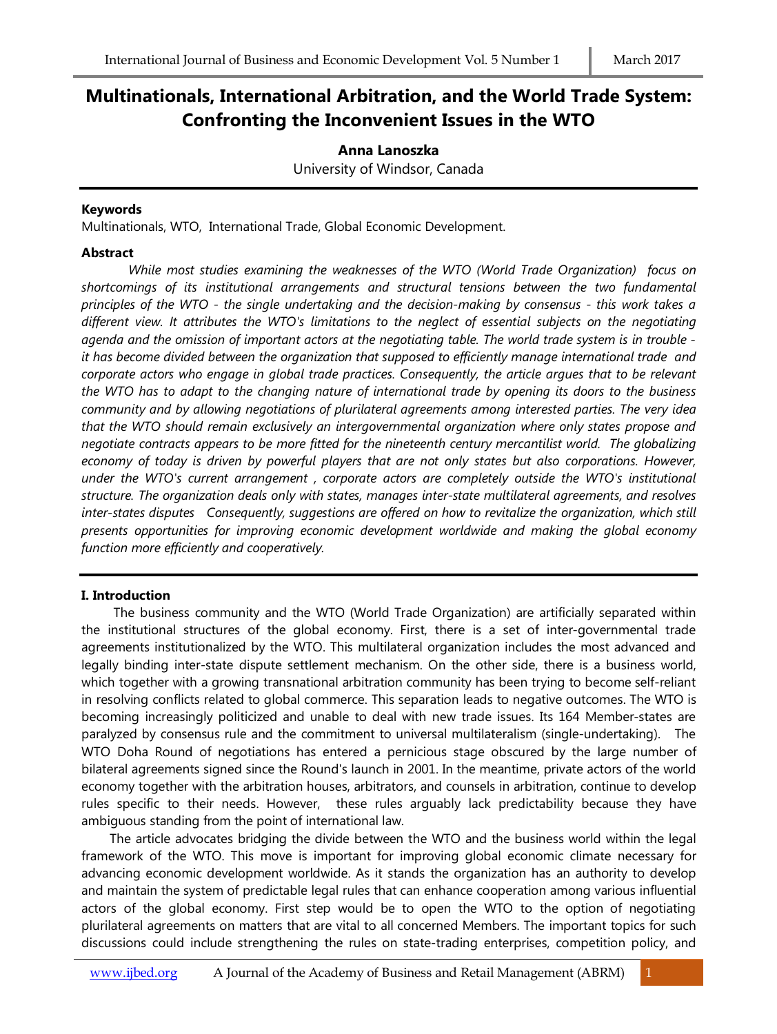# Multinationals, International Arbitration, and the World Trade System: Confronting the Inconvenient Issues in the WTO

**Anna Lanoszka**
University of Windsor, Canada

### Keywords

Multinationals, WTO, International Trade, Global Economic Development.

### Abstract

*While most studies examining the weaknesses of the WTO (World Trade Organization) focus on shortcomings of its institutional arrangements and structural tensions between the two fundamental principles of the WTO - the single undertaking and the decision-making by consensus - this work takes a different view. It attributes the WTO's limitations to the neglect of essential subjects on the negotiating agenda and the omission of important actors at the negotiating table. The world trade system is in trouble - it has become divided between the organization that supposed to efficiently manage international trade and corporate actors who engage in global trade practices. Consequently, the article argues that to be relevant the WTO has to adapt to the changing nature of international trade by opening its doors to the business community and by allowing negotiations of plurilateral agreements among interested parties. The very idea that the WTO should remain exclusively an intergovernmental organization where only states propose and negotiate contracts appears to be more fitted for the nineteenth century mercantilist world. The globalizing economy of today is driven by powerful players that are not only states but also corporations. However, under the WTO's current arrangement , corporate actors are completely outside the WTO's institutional structure. The organization deals only with states, manages inter-state multilateral agreements, and resolves inter-states disputes Consequently, suggestions are offered on how to revitalize the organization, which still presents opportunities for improving economic development worldwide and making the global economy function more efficiently and cooperatively.*

## I. Introduction

The business community and the WTO (World Trade Organization) are artificially separated within the institutional structures of the global economy. First, there is a set of inter-governmental trade agreements institutionalized by the WTO. This multilateral organization includes the most advanced and legally binding inter-state dispute settlement mechanism. On the other side, there is a business world, which together with a growing transnational arbitration community has been trying to become self-reliant in resolving conflicts related to global commerce. This separation leads to negative outcomes. The WTO is becoming increasingly politicized and unable to deal with new trade issues. Its 164 Member-states are paralyzed by consensus rule and the commitment to universal multilateralism (single-undertaking). The WTO Doha Round of negotiations has entered a pernicious stage obscured by the large number of bilateral agreements signed since the Round's launch in 2001. In the meantime, private actors of the world economy together with the arbitration houses, arbitrators, and counsels in arbitration, continue to develop rules specific to their needs. However, these rules arguably lack predictability because they have ambiguous standing from the point of international law.

The article advocates bridging the divide between the WTO and the business world within the legal framework of the WTO. This move is important for improving global economic climate necessary for advancing economic development worldwide. As it stands the organization has an authority to develop and maintain the system of predictable legal rules that can enhance cooperation among various influential actors of the global economy. First step would be to open the WTO to the option of negotiating plurilateral agreements on matters that are vital to all concerned Members. The important topics for such discussions could include strengthening the rules on state-trading enterprises, competition policy, and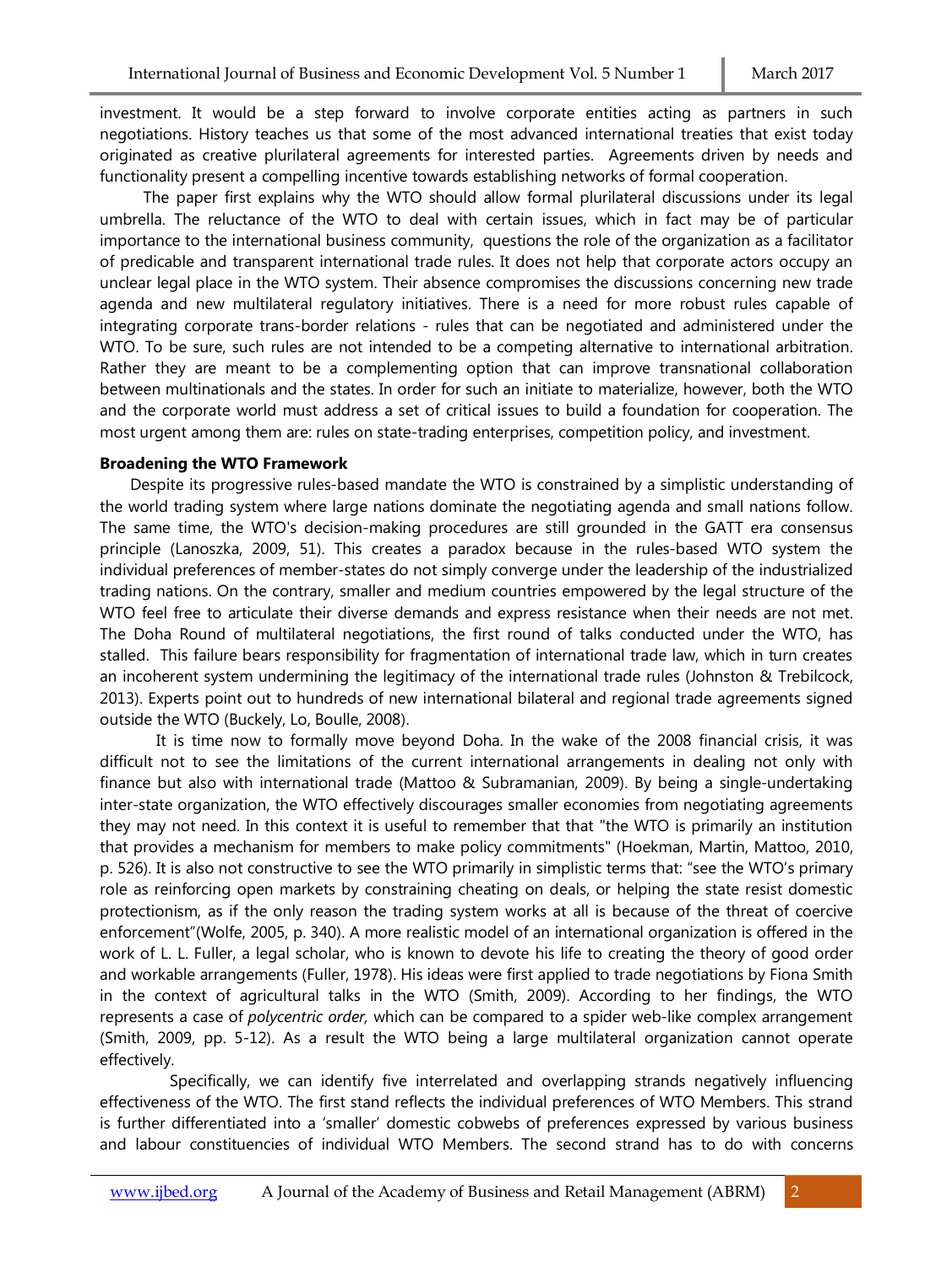investment. It would be a step forward to involve corporate entities acting as partners in such negotiations. History teaches us that some of the most advanced international treaties that exist today originated as creative plurilateral agreements for interested parties. Agreements driven by needs and functionality present a compelling incentive towards establishing networks of formal cooperation.

The paper first explains why the WTO should allow formal plurilateral discussions under its legal umbrella. The reluctance of the WTO to deal with certain issues, which in fact may be of particular importance to the international business community, questions the role of the organization as a facilitator of predicable and transparent international trade rules. It does not help that corporate actors occupy an unclear legal place in the WTO system. Their absence compromises the discussions concerning new trade agenda and new multilateral regulatory initiatives. There is a need for more robust rules capable of integrating corporate trans-border relations - rules that can be negotiated and administered under the WTO. To be sure, such rules are not intended to be a competing alternative to international arbitration. Rather they are meant to be a complementing option that can improve transnational collaboration between multinationals and the states. In order for such an initiate to materialize, however, both the WTO and the corporate world must address a set of critical issues to build a foundation for cooperation. The most urgent among them are: rules on state-trading enterprises, competition policy, and investment.

**Broadening the WTO Framework**

Despite its progressive rules-based mandate the WTO is constrained by a simplistic understanding of the world trading system where large nations dominate the negotiating agenda and small nations follow. The same time, the WTO's decision-making procedures are still grounded in the GATT era consensus principle (Lanoszka, 2009, 51). This creates a paradox because in the rules-based WTO system the individual preferences of member-states do not simply converge under the leadership of the industrialized trading nations. On the contrary, smaller and medium countries empowered by the legal structure of the WTO feel free to articulate their diverse demands and express resistance when their needs are not met. The Doha Round of multilateral negotiations, the first round of talks conducted under the WTO, has stalled. This failure bears responsibility for fragmentation of international trade law, which in turn creates an incoherent system undermining the legitimacy of the international trade rules (Johnston & Trebilcock, 2013). Experts point out to hundreds of new international bilateral and regional trade agreements signed outside the WTO (Buckely, Lo, Boulle, 2008).

It is time now to formally move beyond Doha. In the wake of the 2008 financial crisis, it was difficult not to see the limitations of the current international arrangements in dealing not only with finance but also with international trade (Mattoo & Subramanian, 2009). By being a single-undertaking inter-state organization, the WTO effectively discourages smaller economies from negotiating agreements they may not need. In this context it is useful to remember that that "the WTO is primarily an institution that provides a mechanism for members to make policy commitments" (Hoekman, Martin, Mattoo, 2010, p. 526). It is also not constructive to see the WTO primarily in simplistic terms that: "see the WTO's primary role as reinforcing open markets by constraining cheating on deals, or helping the state resist domestic protectionism, as if the only reason the trading system works at all is because of the threat of coercive enforcement"(Wolfe, 2005, p. 340). A more realistic model of an international organization is offered in the work of L. L. Fuller, a legal scholar, who is known to devote his life to creating the theory of good order and workable arrangements (Fuller, 1978). His ideas were first applied to trade negotiations by Fiona Smith in the context of agricultural talks in the WTO (Smith, 2009). According to her findings, the WTO represents a case of *polycentric order,* which can be compared to a spider web-like complex arrangement (Smith, 2009, pp. 5-12). As a result the WTO being a large multilateral organization cannot operate effectively.

Specifically, we can identify five interrelated and overlapping strands negatively influencing effectiveness of the WTO. The first stand reflects the individual preferences of WTO Members. This strand is further differentiated into a 'smaller' domestic cobwebs of preferences expressed by various business and labour constituencies of individual WTO Members. The second strand has to do with concerns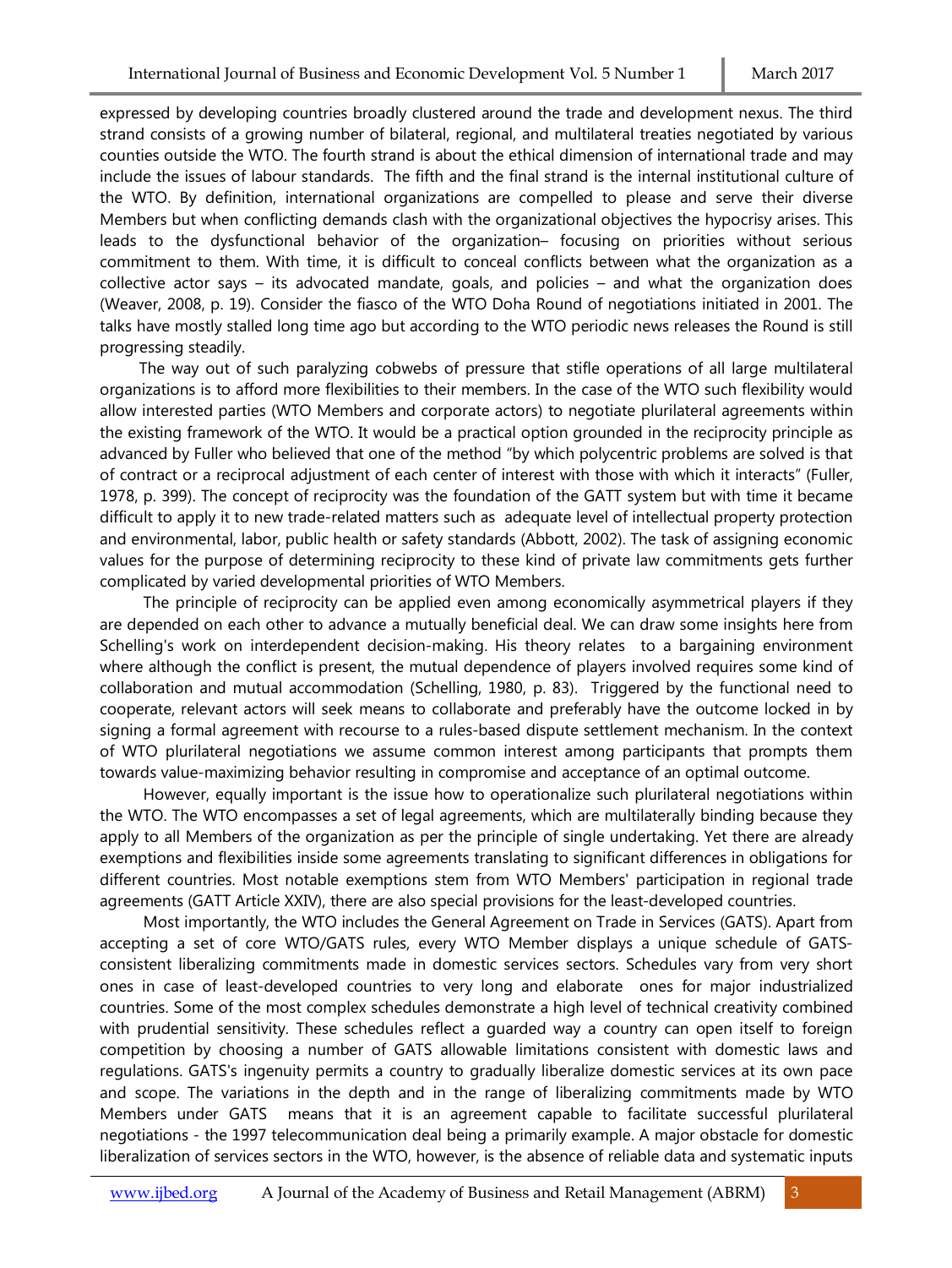expressed by developing countries broadly clustered around the trade and development nexus. The third strand consists of a growing number of bilateral, regional, and multilateral treaties negotiated by various counties outside the WTO. The fourth strand is about the ethical dimension of international trade and may include the issues of labour standards. The fifth and the final strand is the internal institutional culture of the WTO. By definition, international organizations are compelled to please and serve their diverse Members but when conflicting demands clash with the organizational objectives the hypocrisy arises. This leads to the dysfunctional behavior of the organization– focusing on priorities without serious commitment to them. With time, it is difficult to conceal conflicts between what the organization as a collective actor says – its advocated mandate, goals, and policies – and what the organization does (Weaver, 2008, p. 19). Consider the fiasco of the WTO Doha Round of negotiations initiated in 2001. The talks have mostly stalled long time ago but according to the WTO periodic news releases the Round is still progressing steadily.

The way out of such paralyzing cobwebs of pressure that stifle operations of all large multilateral organizations is to afford more flexibilities to their members. In the case of the WTO such flexibility would allow interested parties (WTO Members and corporate actors) to negotiate plurilateral agreements within the existing framework of the WTO. It would be a practical option grounded in the reciprocity principle as advanced by Fuller who believed that one of the method "by which polycentric problems are solved is that of contract or a reciprocal adjustment of each center of interest with those with which it interacts" (Fuller, 1978, p. 399). The concept of reciprocity was the foundation of the GATT system but with time it became difficult to apply it to new trade-related matters such as adequate level of intellectual property protection and environmental, labor, public health or safety standards (Abbott, 2002). The task of assigning economic values for the purpose of determining reciprocity to these kind of private law commitments gets further complicated by varied developmental priorities of WTO Members.

The principle of reciprocity can be applied even among economically asymmetrical players if they are depended on each other to advance a mutually beneficial deal. We can draw some insights here from Schelling's work on interdependent decision-making. His theory relates to a bargaining environment where although the conflict is present, the mutual dependence of players involved requires some kind of collaboration and mutual accommodation (Schelling, 1980, p. 83). Triggered by the functional need to cooperate, relevant actors will seek means to collaborate and preferably have the outcome locked in by signing a formal agreement with recourse to a rules-based dispute settlement mechanism. In the context of WTO plurilateral negotiations we assume common interest among participants that prompts them towards value-maximizing behavior resulting in compromise and acceptance of an optimal outcome.

However, equally important is the issue how to operationalize such plurilateral negotiations within the WTO. The WTO encompasses a set of legal agreements, which are multilaterally binding because they apply to all Members of the organization as per the principle of single undertaking. Yet there are already exemptions and flexibilities inside some agreements translating to significant differences in obligations for different countries. Most notable exemptions stem from WTO Members' participation in regional trade agreements (GATT Article XXIV), there are also special provisions for the least-developed countries.

Most importantly, the WTO includes the General Agreement on Trade in Services (GATS). Apart from accepting a set of core WTO/GATS rules, every WTO Member displays a unique schedule of GATS-consistent liberalizing commitments made in domestic services sectors. Schedules vary from very short ones in case of least-developed countries to very long and elaborate ones for major industrialized countries. Some of the most complex schedules demonstrate a high level of technical creativity combined with prudential sensitivity. These schedules reflect a guarded way a country can open itself to foreign competition by choosing a number of GATS allowable limitations consistent with domestic laws and regulations. GATS's ingenuity permits a country to gradually liberalize domestic services at its own pace and scope. The variations in the depth and in the range of liberalizing commitments made by WTO Members under GATS means that it is an agreement capable to facilitate successful plurilateral negotiations - the 1997 telecommunication deal being a primarily example. A major obstacle for domestic liberalization of services sectors in the WTO, however, is the absence of reliable data and systematic inputs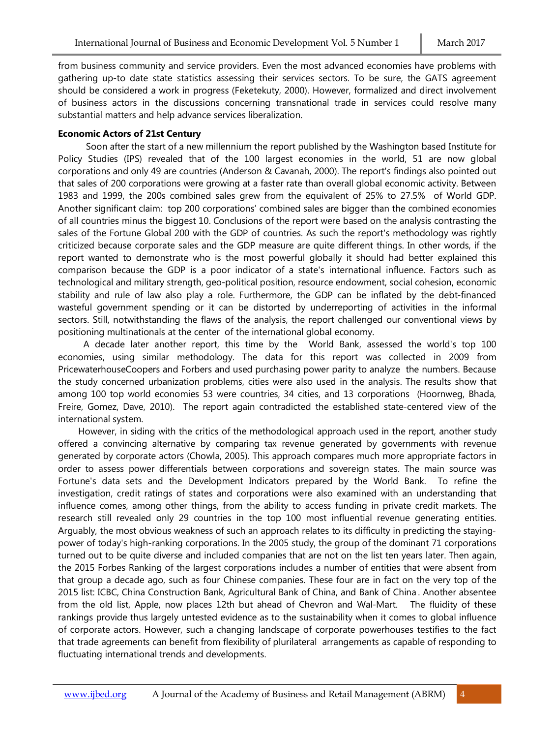from business community and service providers. Even the most advanced economies have problems with gathering up-to date state statistics assessing their services sectors. To be sure, the GATS agreement should be considered a work in progress (Feketekuty, 2000). However, formalized and direct involvement of business actors in the discussions concerning transnational trade in services could resolve many substantial matters and help advance services liberalization.

**Economic Actors of 21st Century**

Soon after the start of a new millennium the report published by the Washington based Institute for Policy Studies (IPS) revealed that of the 100 largest economies in the world, 51 are now global corporations and only 49 are countries (Anderson & Cavanah, 2000). The report's findings also pointed out that sales of 200 corporations were growing at a faster rate than overall global economic activity. Between 1983 and 1999, the 200s combined sales grew from the equivalent of 25% to 27.5% of World GDP. Another significant claim: top 200 corporations' combined sales are bigger than the combined economies of all countries minus the biggest 10. Conclusions of the report were based on the analysis contrasting the sales of the Fortune Global 200 with the GDP of countries. As such the report's methodology was rightly criticized because corporate sales and the GDP measure are quite different things. In other words, if the report wanted to demonstrate who is the most powerful globally it should had better explained this comparison because the GDP is a poor indicator of a state's international influence. Factors such as technological and military strength, geo-political position, resource endowment, social cohesion, economic stability and rule of law also play a role. Furthermore, the GDP can be inflated by the debt-financed wasteful government spending or it can be distorted by underreporting of activities in the informal sectors. Still, notwithstanding the flaws of the analysis, the report challenged our conventional views by positioning multinationals at the center of the international global economy.

A decade later another report, this time by the World Bank, assessed the world's top 100 economies, using similar methodology. The data for this report was collected in 2009 from PricewaterhouseCoopers and Forbers and used purchasing power parity to analyze the numbers. Because the study concerned urbanization problems, cities were also used in the analysis. The results show that among 100 top world economies 53 were countries, 34 cities, and 13 corporations (Hoornweg, Bhada, Freire, Gomez, Dave, 2010). The report again contradicted the established state-centered view of the international system.

However, in siding with the critics of the methodological approach used in the report, another study offered a convincing alternative by comparing tax revenue generated by governments with revenue generated by corporate actors (Chowla, 2005). This approach compares much more appropriate factors in order to assess power differentials between corporations and sovereign states. The main source was Fortune's data sets and the Development Indicators prepared by the World Bank. To refine the investigation, credit ratings of states and corporations were also examined with an understanding that influence comes, among other things, from the ability to access funding in private credit markets. The research still revealed only 29 countries in the top 100 most influential revenue generating entities. Arguably, the most obvious weakness of such an approach relates to its difficulty in predicting the staying-power of today's high-ranking corporations. In the 2005 study, the group of the dominant 71 corporations turned out to be quite diverse and included companies that are not on the list ten years later. Then again, the 2015 Forbes Ranking of the largest corporations includes a number of entities that were absent from that group a decade ago, such as four Chinese companies. These four are in fact on the very top of the 2015 list: ICBC, China Construction Bank, Agricultural Bank of China, and Bank of China. Another absentee from the old list, Apple, now places 12th but ahead of Chevron and Wal-Mart. The fluidity of these rankings provide thus largely untested evidence as to the sustainability when it comes to global influence of corporate actors. However, such a changing landscape of corporate powerhouses testifies to the fact that trade agreements can benefit from flexibility of plurilateral arrangements as capable of responding to fluctuating international trends and developments.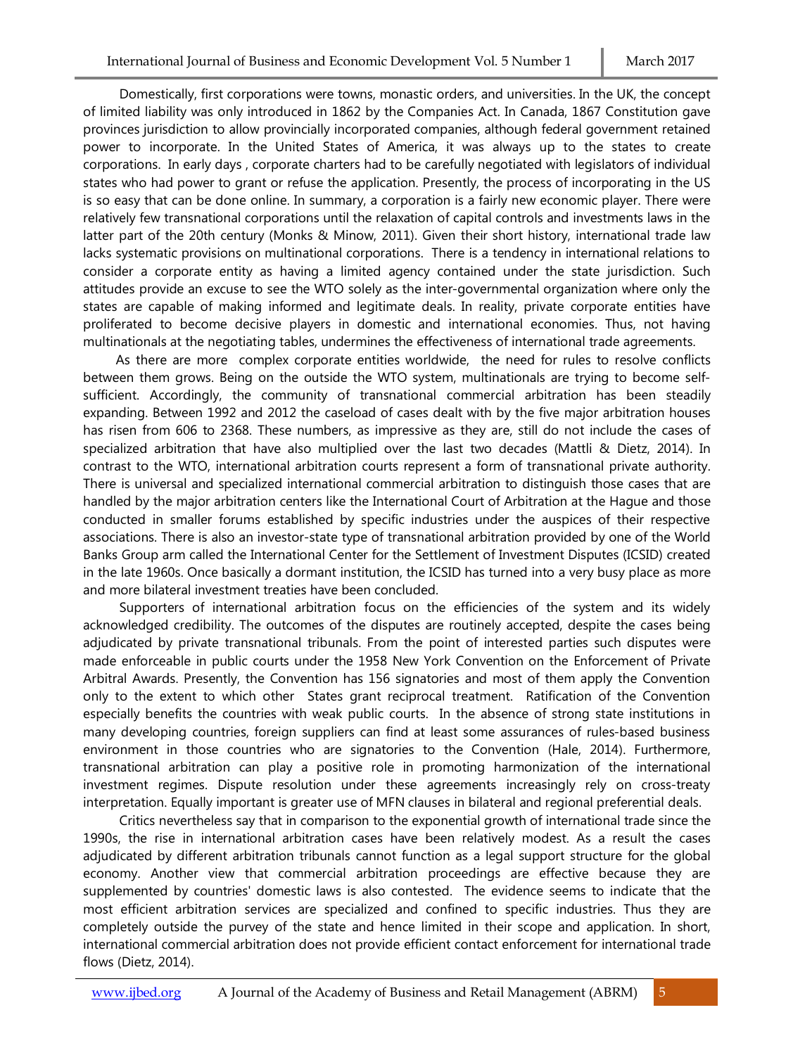Domestically, first corporations were towns, monastic orders, and universities. In the UK, the concept of limited liability was only introduced in 1862 by the Companies Act. In Canada, 1867 Constitution gave provinces jurisdiction to allow provincially incorporated companies, although federal government retained power to incorporate. In the United States of America, it was always up to the states to create corporations. In early days , corporate charters had to be carefully negotiated with legislators of individual states who had power to grant or refuse the application. Presently, the process of incorporating in the US is so easy that can be done online. In summary, a corporation is a fairly new economic player. There were relatively few transnational corporations until the relaxation of capital controls and investments laws in the latter part of the 20th century (Monks & Minow, 2011). Given their short history, international trade law lacks systematic provisions on multinational corporations. There is a tendency in international relations to consider a corporate entity as having a limited agency contained under the state jurisdiction. Such attitudes provide an excuse to see the WTO solely as the inter-governmental organization where only the states are capable of making informed and legitimate deals. In reality, private corporate entities have proliferated to become decisive players in domestic and international economies. Thus, not having multinationals at the negotiating tables, undermines the effectiveness of international trade agreements.

As there are more complex corporate entities worldwide, the need for rules to resolve conflicts between them grows. Being on the outside the WTO system, multinationals are trying to become self-sufficient. Accordingly, the community of transnational commercial arbitration has been steadily expanding. Between 1992 and 2012 the caseload of cases dealt with by the five major arbitration houses has risen from 606 to 2368. These numbers, as impressive as they are, still do not include the cases of specialized arbitration that have also multiplied over the last two decades (Mattli & Dietz, 2014). In contrast to the WTO, international arbitration courts represent a form of transnational private authority. There is universal and specialized international commercial arbitration to distinguish those cases that are handled by the major arbitration centers like the International Court of Arbitration at the Hague and those conducted in smaller forums established by specific industries under the auspices of their respective associations. There is also an investor-state type of transnational arbitration provided by one of the World Banks Group arm called the International Center for the Settlement of Investment Disputes (ICSID) created in the late 1960s. Once basically a dormant institution, the ICSID has turned into a very busy place as more and more bilateral investment treaties have been concluded.

Supporters of international arbitration focus on the efficiencies of the system and its widely acknowledged credibility. The outcomes of the disputes are routinely accepted, despite the cases being adjudicated by private transnational tribunals. From the point of interested parties such disputes were made enforceable in public courts under the 1958 New York Convention on the Enforcement of Private Arbitral Awards. Presently, the Convention has 156 signatories and most of them apply the Convention only to the extent to which other States grant reciprocal treatment. Ratification of the Convention especially benefits the countries with weak public courts. In the absence of strong state institutions in many developing countries, foreign suppliers can find at least some assurances of rules-based business environment in those countries who are signatories to the Convention (Hale, 2014). Furthermore, transnational arbitration can play a positive role in promoting harmonization of the international investment regimes. Dispute resolution under these agreements increasingly rely on cross-treaty interpretation. Equally important is greater use of MFN clauses in bilateral and regional preferential deals.

Critics nevertheless say that in comparison to the exponential growth of international trade since the 1990s, the rise in international arbitration cases have been relatively modest. As a result the cases adjudicated by different arbitration tribunals cannot function as a legal support structure for the global economy. Another view that commercial arbitration proceedings are effective because they are supplemented by countries' domestic laws is also contested. The evidence seems to indicate that the most efficient arbitration services are specialized and confined to specific industries. Thus they are completely outside the purvey of the state and hence limited in their scope and application. In short, international commercial arbitration does not provide efficient contact enforcement for international trade flows (Dietz, 2014).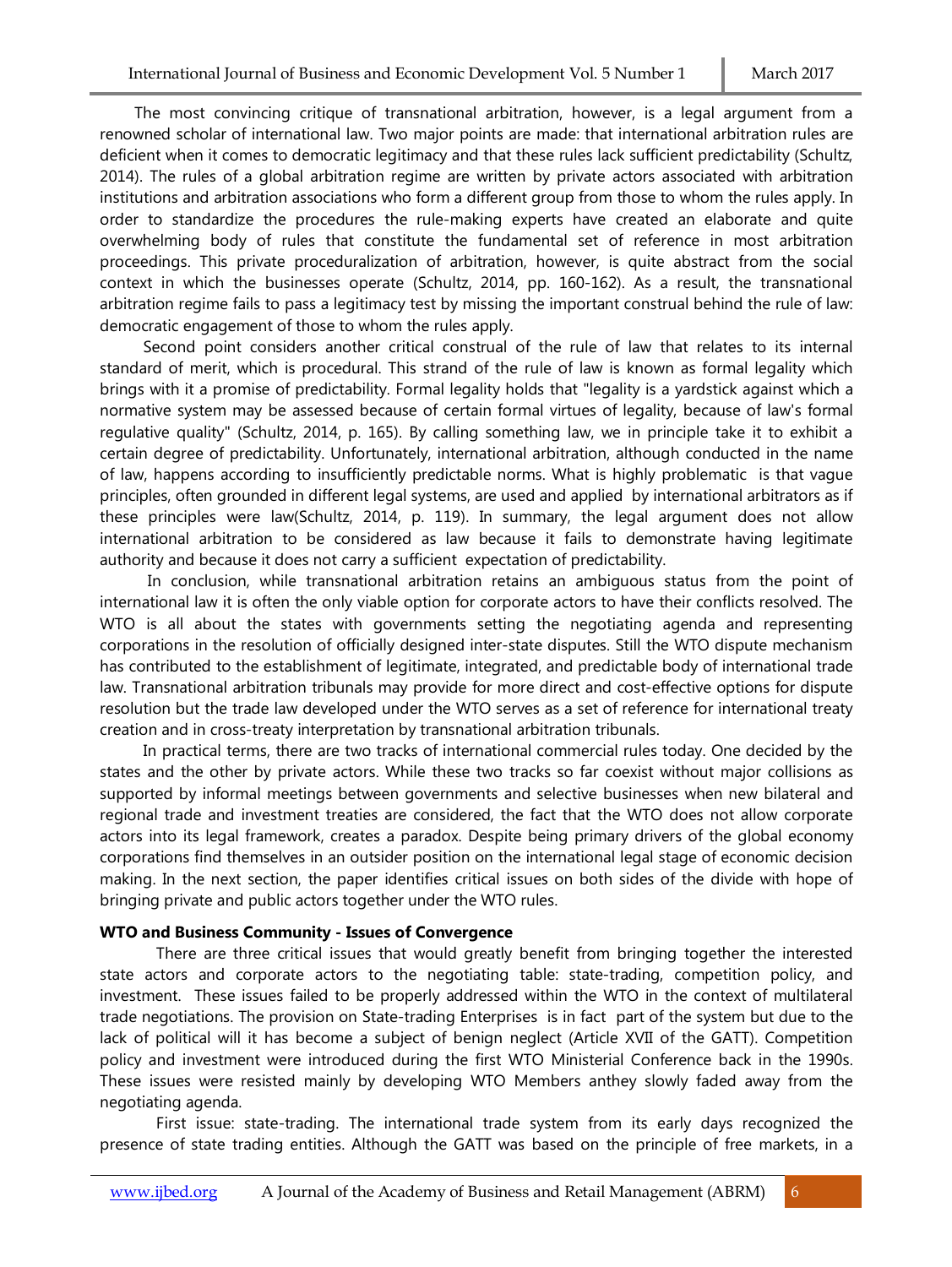The most convincing critique of transnational arbitration, however, is a legal argument from a renowned scholar of international law. Two major points are made: that international arbitration rules are deficient when it comes to democratic legitimacy and that these rules lack sufficient predictability (Schultz, 2014). The rules of a global arbitration regime are written by private actors associated with arbitration institutions and arbitration associations who form a different group from those to whom the rules apply. In order to standardize the procedures the rule-making experts have created an elaborate and quite overwhelming body of rules that constitute the fundamental set of reference in most arbitration proceedings. This private proceduralization of arbitration, however, is quite abstract from the social context in which the businesses operate (Schultz, 2014, pp. 160-162). As a result, the transnational arbitration regime fails to pass a legitimacy test by missing the important construal behind the rule of law: democratic engagement of those to whom the rules apply.

Second point considers another critical construal of the rule of law that relates to its internal standard of merit, which is procedural. This strand of the rule of law is known as formal legality which brings with it a promise of predictability. Formal legality holds that "legality is a yardstick against which a normative system may be assessed because of certain formal virtues of legality, because of law's formal regulative quality" (Schultz, 2014, p. 165). By calling something law, we in principle take it to exhibit a certain degree of predictability. Unfortunately, international arbitration, although conducted in the name of law, happens according to insufficiently predictable norms. What is highly problematic is that vague principles, often grounded in different legal systems, are used and applied by international arbitrators as if these principles were law(Schultz, 2014, p. 119). In summary, the legal argument does not allow international arbitration to be considered as law because it fails to demonstrate having legitimate authority and because it does not carry a sufficient expectation of predictability.

In conclusion, while transnational arbitration retains an ambiguous status from the point of international law it is often the only viable option for corporate actors to have their conflicts resolved. The WTO is all about the states with governments setting the negotiating agenda and representing corporations in the resolution of officially designed inter-state disputes. Still the WTO dispute mechanism has contributed to the establishment of legitimate, integrated, and predictable body of international trade law. Transnational arbitration tribunals may provide for more direct and cost-effective options for dispute resolution but the trade law developed under the WTO serves as a set of reference for international treaty creation and in cross-treaty interpretation by transnational arbitration tribunals.

In practical terms, there are two tracks of international commercial rules today. One decided by the states and the other by private actors. While these two tracks so far coexist without major collisions as supported by informal meetings between governments and selective businesses when new bilateral and regional trade and investment treaties are considered, the fact that the WTO does not allow corporate actors into its legal framework, creates a paradox. Despite being primary drivers of the global economy corporations find themselves in an outsider position on the international legal stage of economic decision making. In the next section, the paper identifies critical issues on both sides of the divide with hope of bringing private and public actors together under the WTO rules.

**WTO and Business Community - Issues of Convergence**

There are three critical issues that would greatly benefit from bringing together the interested state actors and corporate actors to the negotiating table: state-trading, competition policy, and investment. These issues failed to be properly addressed within the WTO in the context of multilateral trade negotiations. The provision on State-trading Enterprises is in fact part of the system but due to the lack of political will it has become a subject of benign neglect (Article XVII of the GATT). Competition policy and investment were introduced during the first WTO Ministerial Conference back in the 1990s. These issues were resisted mainly by developing WTO Members anthey slowly faded away from the negotiating agenda.

First issue: state-trading. The international trade system from its early days recognized the presence of state trading entities. Although the GATT was based on the principle of free markets, in a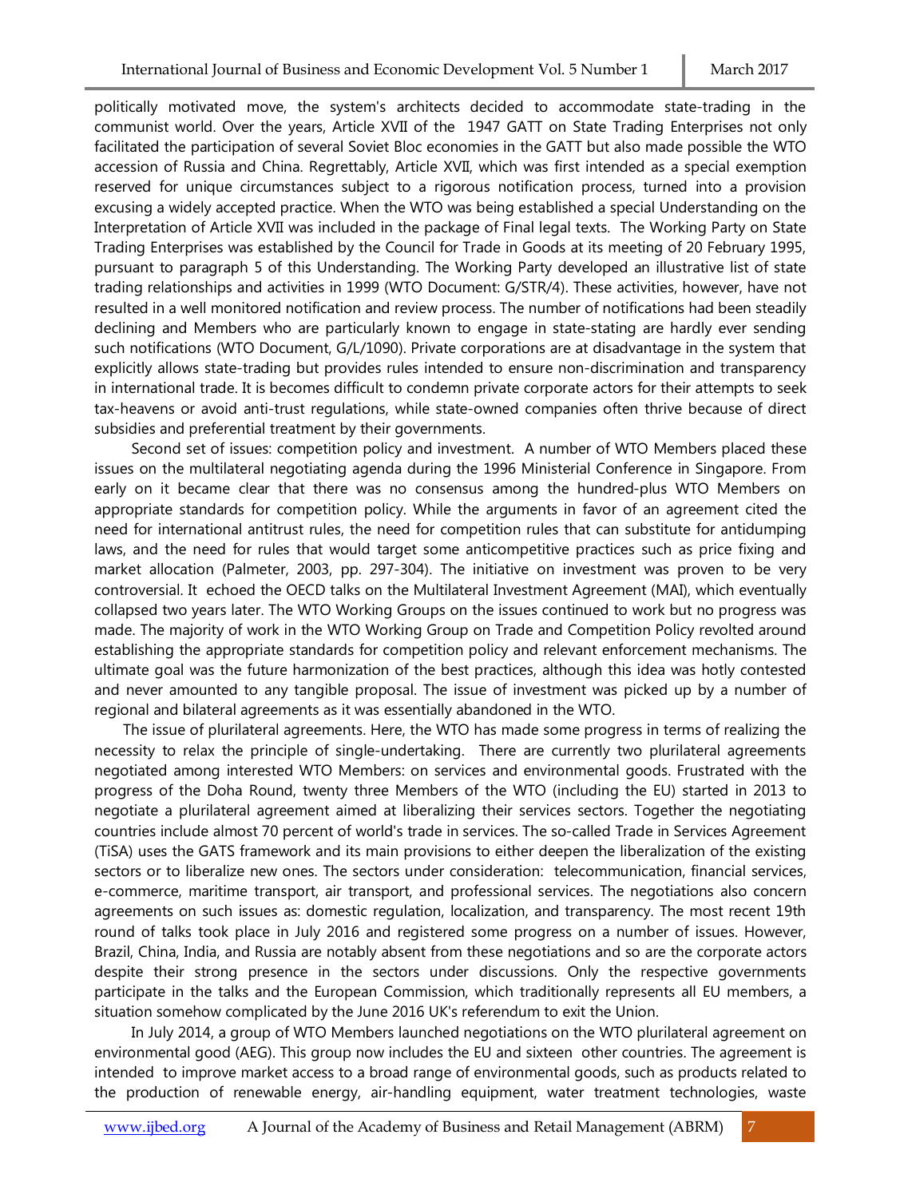politically motivated move, the system's architects decided to accommodate state-trading in the communist world. Over the years, Article XVII of the 1947 GATT on State Trading Enterprises not only facilitated the participation of several Soviet Bloc economies in the GATT but also made possible the WTO accession of Russia and China. Regrettably, Article XVII, which was first intended as a special exemption reserved for unique circumstances subject to a rigorous notification process, turned into a provision excusing a widely accepted practice. When the WTO was being established a special Understanding on the Interpretation of Article XVII was included in the package of Final legal texts. The Working Party on State Trading Enterprises was established by the Council for Trade in Goods at its meeting of 20 February 1995, pursuant to paragraph 5 of this Understanding. The Working Party developed an illustrative list of state trading relationships and activities in 1999 (WTO Document: G/STR/4). These activities, however, have not resulted in a well monitored notification and review process. The number of notifications had been steadily declining and Members who are particularly known to engage in state-stating are hardly ever sending such notifications (WTO Document, G/L/1090). Private corporations are at disadvantage in the system that explicitly allows state-trading but provides rules intended to ensure non-discrimination and transparency in international trade. It is becomes difficult to condemn private corporate actors for their attempts to seek tax-heavens or avoid anti-trust regulations, while state-owned companies often thrive because of direct subsidies and preferential treatment by their governments.

Second set of issues: competition policy and investment. A number of WTO Members placed these issues on the multilateral negotiating agenda during the 1996 Ministerial Conference in Singapore. From early on it became clear that there was no consensus among the hundred-plus WTO Members on appropriate standards for competition policy. While the arguments in favor of an agreement cited the need for international antitrust rules, the need for competition rules that can substitute for antidumping laws, and the need for rules that would target some anticompetitive practices such as price fixing and market allocation (Palmeter, 2003, pp. 297-304). The initiative on investment was proven to be very controversial. It echoed the OECD talks on the Multilateral Investment Agreement (MAI), which eventually collapsed two years later. The WTO Working Groups on the issues continued to work but no progress was made. The majority of work in the WTO Working Group on Trade and Competition Policy revolted around establishing the appropriate standards for competition policy and relevant enforcement mechanisms. The ultimate goal was the future harmonization of the best practices, although this idea was hotly contested and never amounted to any tangible proposal. The issue of investment was picked up by a number of regional and bilateral agreements as it was essentially abandoned in the WTO.

The issue of plurilateral agreements. Here, the WTO has made some progress in terms of realizing the necessity to relax the principle of single-undertaking. There are currently two plurilateral agreements negotiated among interested WTO Members: on services and environmental goods. Frustrated with the progress of the Doha Round, twenty three Members of the WTO (including the EU) started in 2013 to negotiate a plurilateral agreement aimed at liberalizing their services sectors. Together the negotiating countries include almost 70 percent of world's trade in services. The so-called Trade in Services Agreement (TiSA) uses the GATS framework and its main provisions to either deepen the liberalization of the existing sectors or to liberalize new ones. The sectors under consideration: telecommunication, financial services, e-commerce, maritime transport, air transport, and professional services. The negotiations also concern agreements on such issues as: domestic regulation, localization, and transparency. The most recent 19th round of talks took place in July 2016 and registered some progress on a number of issues. However, Brazil, China, India, and Russia are notably absent from these negotiations and so are the corporate actors despite their strong presence in the sectors under discussions. Only the respective governments participate in the talks and the European Commission, which traditionally represents all EU members, a situation somehow complicated by the June 2016 UK's referendum to exit the Union.

In July 2014, a group of WTO Members launched negotiations on the WTO plurilateral agreement on environmental good (AEG). This group now includes the EU and sixteen other countries. The agreement is intended to improve market access to a broad range of environmental goods, such as products related to the production of renewable energy, air-handling equipment, water treatment technologies, waste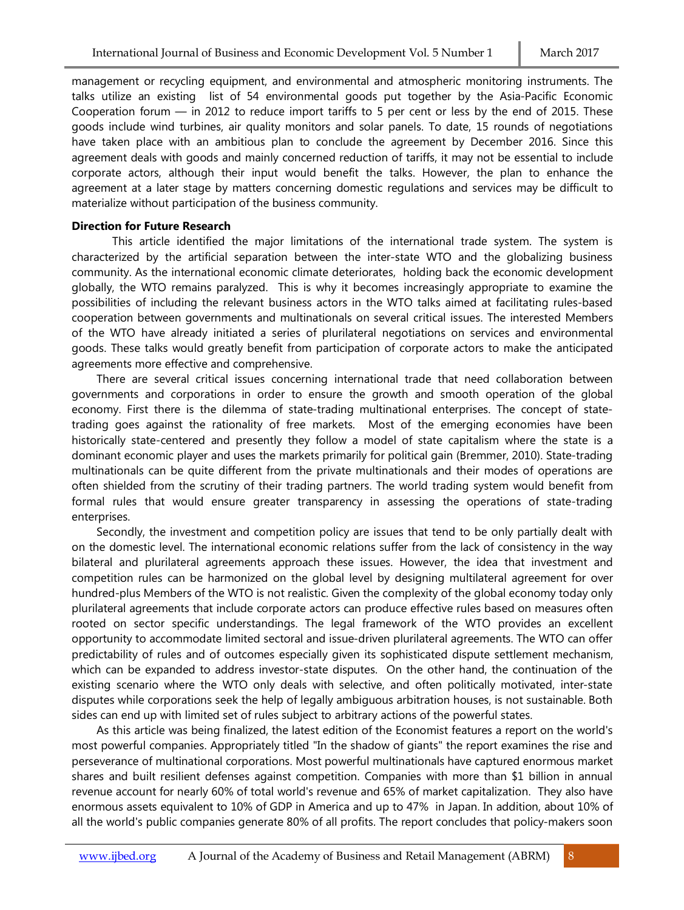management or recycling equipment, and environmental and atmospheric monitoring instruments. The talks utilize an existing list of 54 environmental goods put together by the Asia-Pacific Economic Cooperation forum — in 2012 to reduce import tariffs to 5 per cent or less by the end of 2015. These goods include wind turbines, air quality monitors and solar panels. To date, 15 rounds of negotiations have taken place with an ambitious plan to conclude the agreement by December 2016. Since this agreement deals with goods and mainly concerned reduction of tariffs, it may not be essential to include corporate actors, although their input would benefit the talks. However, the plan to enhance the agreement at a later stage by matters concerning domestic regulations and services may be difficult to materialize without participation of the business community.

**Direction for Future Research**

This article identified the major limitations of the international trade system. The system is characterized by the artificial separation between the inter-state WTO and the globalizing business community. As the international economic climate deteriorates, holding back the economic development globally, the WTO remains paralyzed. This is why it becomes increasingly appropriate to examine the possibilities of including the relevant business actors in the WTO talks aimed at facilitating rules-based cooperation between governments and multinationals on several critical issues. The interested Members of the WTO have already initiated a series of plurilateral negotiations on services and environmental goods. These talks would greatly benefit from participation of corporate actors to make the anticipated agreements more effective and comprehensive.

There are several critical issues concerning international trade that need collaboration between governments and corporations in order to ensure the growth and smooth operation of the global economy. First there is the dilemma of state-trading multinational enterprises. The concept of state-trading goes against the rationality of free markets. Most of the emerging economies have been historically state-centered and presently they follow a model of state capitalism where the state is a dominant economic player and uses the markets primarily for political gain (Bremmer, 2010). State-trading multinationals can be quite different from the private multinationals and their modes of operations are often shielded from the scrutiny of their trading partners. The world trading system would benefit from formal rules that would ensure greater transparency in assessing the operations of state-trading enterprises.

Secondly, the investment and competition policy are issues that tend to be only partially dealt with on the domestic level. The international economic relations suffer from the lack of consistency in the way bilateral and plurilateral agreements approach these issues. However, the idea that investment and competition rules can be harmonized on the global level by designing multilateral agreement for over hundred-plus Members of the WTO is not realistic. Given the complexity of the global economy today only plurilateral agreements that include corporate actors can produce effective rules based on measures often rooted on sector specific understandings. The legal framework of the WTO provides an excellent opportunity to accommodate limited sectoral and issue-driven plurilateral agreements. The WTO can offer predictability of rules and of outcomes especially given its sophisticated dispute settlement mechanism, which can be expanded to address investor-state disputes. On the other hand, the continuation of the existing scenario where the WTO only deals with selective, and often politically motivated, inter-state disputes while corporations seek the help of legally ambiguous arbitration houses, is not sustainable. Both sides can end up with limited set of rules subject to arbitrary actions of the powerful states.

As this article was being finalized, the latest edition of the Economist features a report on the world's most powerful companies. Appropriately titled "In the shadow of giants" the report examines the rise and perseverance of multinational corporations. Most powerful multinationals have captured enormous market shares and built resilient defenses against competition. Companies with more than $1 billion in annual revenue account for nearly 60% of total world's revenue and 65% of market capitalization. They also have enormous assets equivalent to 10% of GDP in America and up to 47% in Japan. In addition, about 10% of all the world's public companies generate 80% of all profits. The report concludes that policy-makers soon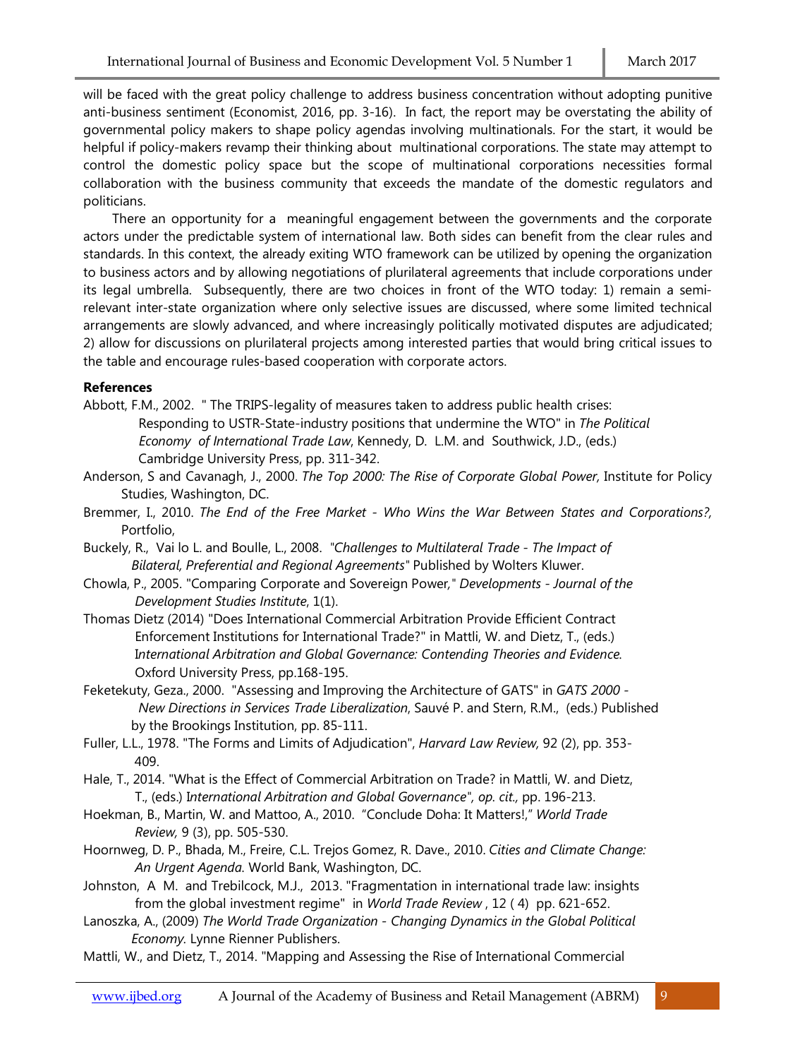will be faced with the great policy challenge to address business concentration without adopting punitive anti-business sentiment (Economist, 2016, pp. 3-16). In fact, the report may be overstating the ability of governmental policy makers to shape policy agendas involving multinationals. For the start, it would be helpful if policy-makers revamp their thinking about multinational corporations. The state may attempt to control the domestic policy space but the scope of multinational corporations necessities formal collaboration with the business community that exceeds the mandate of the domestic regulators and politicians.

There an opportunity for a meaningful engagement between the governments and the corporate actors under the predictable system of international law. Both sides can benefit from the clear rules and standards. In this context, the already exiting WTO framework can be utilized by opening the organization to business actors and by allowing negotiations of plurilateral agreements that include corporations under its legal umbrella. Subsequently, there are two choices in front of the WTO today: 1) remain a semi-relevant inter-state organization where only selective issues are discussed, where some limited technical arrangements are slowly advanced, and where increasingly politically motivated disputes are adjudicated; 2) allow for discussions on plurilateral projects among interested parties that would bring critical issues to the table and encourage rules-based cooperation with corporate actors.

**References**

Abbott, F.M., 2002. " The TRIPS-legality of measures taken to address public health crises: Responding to USTR-State-industry positions that undermine the WTO" in *The Political Economy of International Trade Law*, Kennedy, D. L.M. and Southwick, J.D., (eds.) Cambridge University Press, pp. 311-342.

Anderson, S and Cavanagh, J., 2000. *The Top 2000: The Rise of Corporate Global Power,* Institute for Policy Studies, Washington, DC.

Bremmer, I., 2010. *The End of the Free Market - Who Wins the War Between States and Corporations?,* Portfolio,

Buckely, R., Vai lo L. and Boulle, L., 2008. *"Challenges to Multilateral Trade - The Impact of Bilateral, Preferential and Regional Agreements"* Published by Wolters Kluwer.

Chowla, P., 2005. "Comparing Corporate and Sovereign Power," *Developments - Journal of the Development Studies Institute*, 1(1).

Thomas Dietz (2014) "Does International Commercial Arbitration Provide Efficient Contract Enforcement Institutions for International Trade?" in Mattli, W. and Dietz, T., (eds.) *International Arbitration and Global Governance: Contending Theories and Evidence.* Oxford University Press, pp.168-195.

Feketekuty, Geza., 2000. "Assessing and Improving the Architecture of GATS" in *GATS 2000 - New Directions in Services Trade Liberalization*, Sauvé P. and Stern, R.M., (eds.) Published by the Brookings Institution, pp. 85-111.

Fuller, L.L., 1978. "The Forms and Limits of Adjudication", *Harvard Law Review,* 92 (2), pp. 353-409.

Hale, T., 2014. "What is the Effect of Commercial Arbitration on Trade? in Mattli, W. and Dietz, T., (eds.) *International Arbitration and Global Governance", op. cit.,* pp. 196-213.

Hoekman, B., Martin, W. and Mattoo, A., 2010. "Conclude Doha: It Matters!," *World Trade Review,* 9 (3), pp. 505-530.

Hoornweg, D. P., Bhada, M., Freire, C.L. Trejos Gomez, R. Dave., 2010. *Cities and Climate Change: An Urgent Agenda.* World Bank, Washington, DC.

Johnston, A M. and Trebilcock, M.J., 2013. "Fragmentation in international trade law: insights from the global investment regime" in *World Trade Review* , 12 ( 4) pp. 621-652.

Lanoszka, A., (2009) *The World Trade Organization - Changing Dynamics in the Global Political Economy.* Lynne Rienner Publishers.

Mattli, W., and Dietz, T., 2014. "Mapping and Assessing the Rise of International Commercial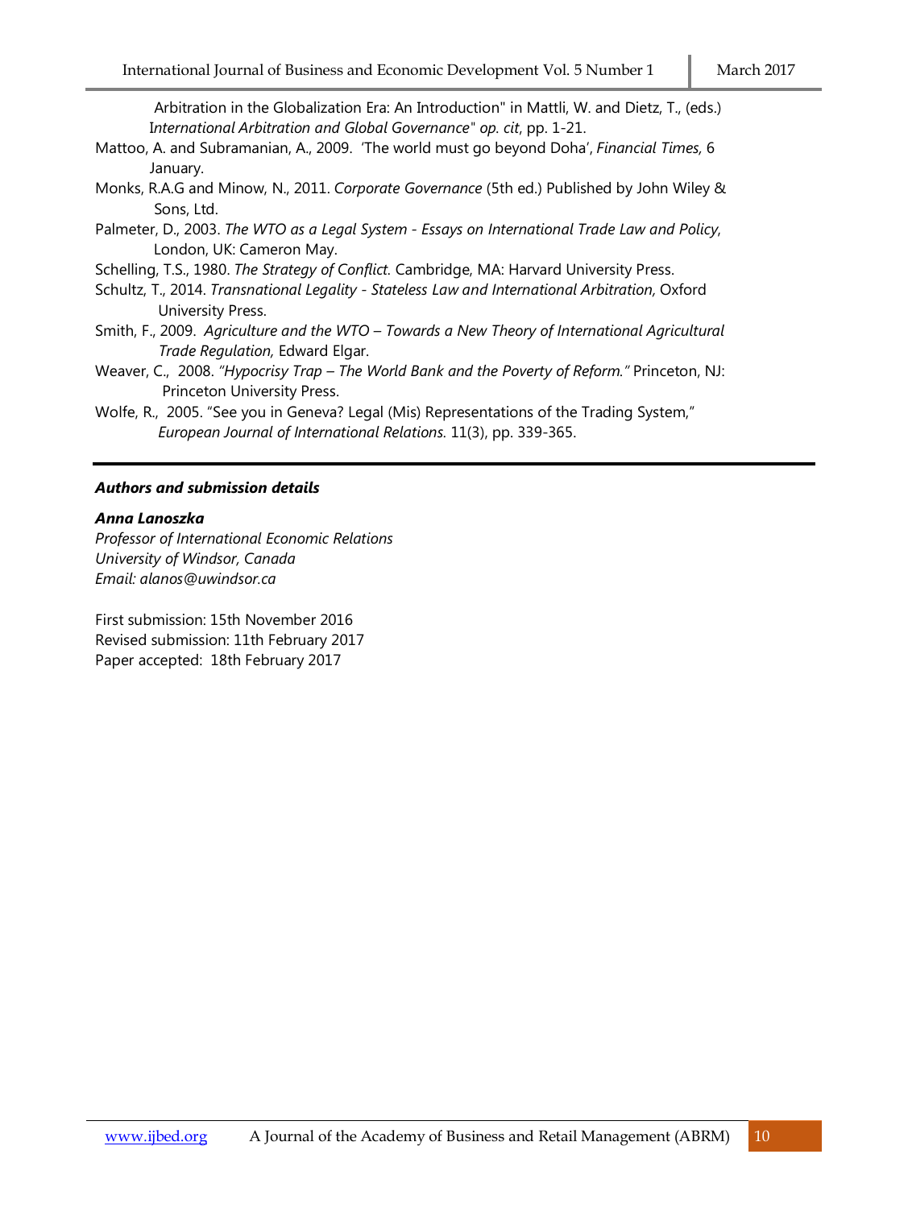Arbitration in the Globalization Era: An Introduction" in Mattli, W. and Dietz, T., (eds.) *International Arbitration and Global Governance" op. cit*, pp. 1-21.

Mattoo, A. and Subramanian, A., 2009. 'The world must go beyond Doha', *Financial Times,* 6 January.

Monks, R.A.G and Minow, N., 2011. *Corporate Governance* (5th ed.) Published by John Wiley & Sons, Ltd.

Palmeter, D., 2003. *The WTO as a Legal System - Essays on International Trade Law and Policy*, London, UK: Cameron May.

Schelling, T.S., 1980. *The Strategy of Conflict.* Cambridge, MA: Harvard University Press.

Schultz, T., 2014. *Transnational Legality - Stateless Law and International Arbitration,* Oxford University Press.

Smith, F., 2009. *Agriculture and the WTO – Towards a New Theory of International Agricultural Trade Regulation,* Edward Elgar.

Weaver, C., 2008. *"Hypocrisy Trap – The World Bank and the Poverty of Reform."* Princeton, NJ: Princeton University Press.

Wolfe, R., 2005. "See you in Geneva? Legal (Mis) Representations of the Trading System," *European Journal of International Relations.* 11(3), pp. 339-365.

---

***Authors and submission details***

***Anna Lanoszka***
*Professor of International Economic Relations*
*University of Windsor, Canada*
*Email: alanos@uwindsor.ca*

First submission: 15th November 2016
Revised submission: 11th February 2017
Paper accepted: 18th February 2017